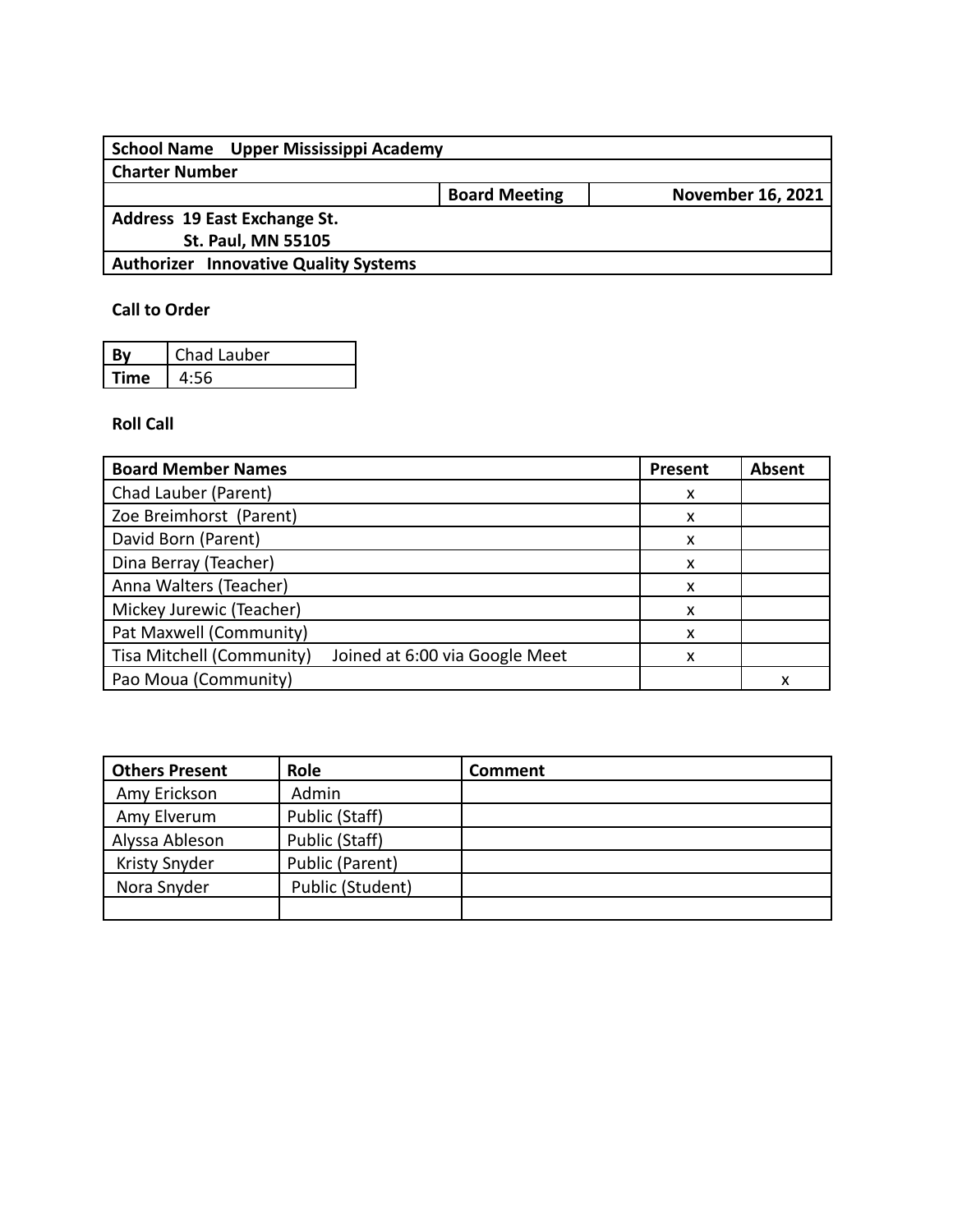| **School Name** Upper Mississippi Academy | | |
|---|---|---|
| **Charter Number** | | |
| | **Board Meeting** | **November 16, 2021** |
| **Address** 19 East Exchange St. St. Paul, MN 55105 | | |
| **Authorizer** Innovative Quality Systems | | |

**Call to Order**

| **By** | Chad Lauber |
|---|---|
| **Time** | 4:56 |

**Roll Call**

| **Board Member Names** | **Present** | **Absent** |
|---|---|---|
| Chad Lauber (Parent) | x | |
| Zoe Breimhorst (Parent) | x | |
| David Born (Parent) | x | |
| Dina Berray (Teacher) | x | |
| Anna Walters (Teacher) | x | |
| Mickey Jurewic (Teacher) | x | |
| Pat Maxwell (Community) | x | |
| Tisa Mitchell (Community) Joined at 6:00 via Google Meet | x | |
| Pao Moua (Community) | | x |

| **Others Present** | **Role** | **Comment** |
|---|---|---|
| Amy Erickson | Admin | |
| Amy Elverum | Public (Staff) | |
| Alyssa Ableson | Public (Staff) | |
| Kristy Snyder | Public (Parent) | |
| Nora Snyder | Public (Student) | |
| | | |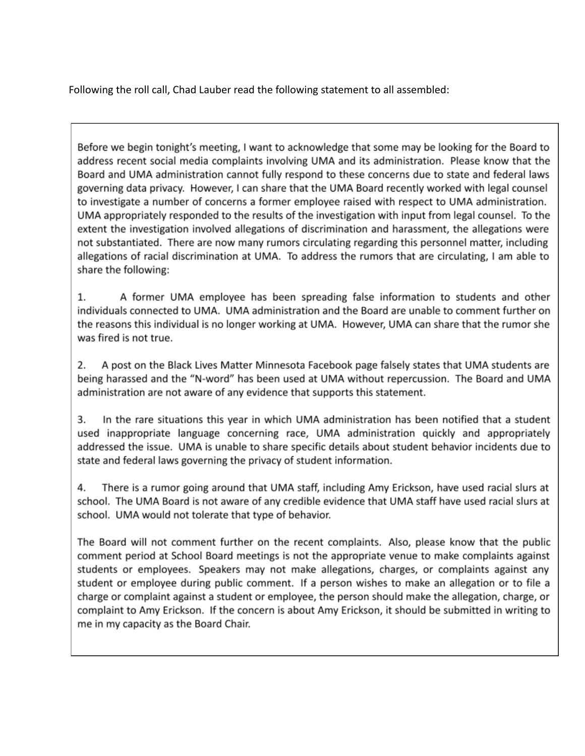Following the roll call, Chad Lauber read the following statement to all assembled:

> Before we begin tonight's meeting, I want to acknowledge that some may be looking for the Board to address recent social media complaints involving UMA and its administration. Please know that the Board and UMA administration cannot fully respond to these concerns due to state and federal laws governing data privacy. However, I can share that the UMA Board recently worked with legal counsel to investigate a number of concerns a former employee raised with respect to UMA administration. UMA appropriately responded to the results of the investigation with input from legal counsel. To the extent the investigation involved allegations of discrimination and harassment, the allegations were not substantiated. There are now many rumors circulating regarding this personnel matter, including allegations of racial discrimination at UMA. To address the rumors that are circulating, I am able to share the following:
>
> 1. A former UMA employee has been spreading false information to students and other individuals connected to UMA. UMA administration and the Board are unable to comment further on the reasons this individual is no longer working at UMA. However, UMA can share that the rumor she was fired is not true.
>
> 2. A post on the Black Lives Matter Minnesota Facebook page falsely states that UMA students are being harassed and the "N-word" has been used at UMA without repercussion. The Board and UMA administration are not aware of any evidence that supports this statement.
>
> 3. In the rare situations this year in which UMA administration has been notified that a student used inappropriate language concerning race, UMA administration quickly and appropriately addressed the issue. UMA is unable to share specific details about student behavior incidents due to state and federal laws governing the privacy of student information.
>
> 4. There is a rumor going around that UMA staff, including Amy Erickson, have used racial slurs at school. The UMA Board is not aware of any credible evidence that UMA staff have used racial slurs at school. UMA would not tolerate that type of behavior.
>
> The Board will not comment further on the recent complaints. Also, please know that the public comment period at School Board meetings is not the appropriate venue to make complaints against students or employees. Speakers may not make allegations, charges, or complaints against any student or employee during public comment. If a person wishes to make an allegation or to file a charge or complaint against a student or employee, the person should make the allegation, charge, or complaint to Amy Erickson. If the concern is about Amy Erickson, it should be submitted in writing to me in my capacity as the Board Chair.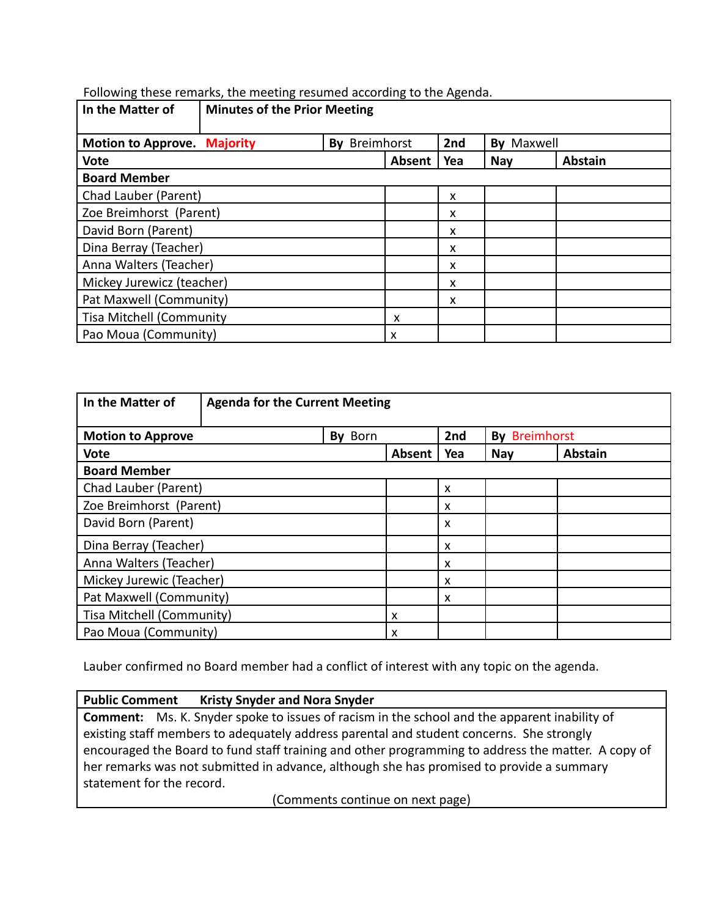Following these remarks, the meeting resumed according to the Agenda.

| In the Matter of | Minutes of the Prior Meeting | | | |
|---|---|---|---|---|
| **Motion to Approve. Majority** | **By** Breimhorst | **2nd** | **By** Maxwell | |
| **Vote** | **Absent** | **Yea** | **Nay** | **Abstain** |
| **Board Member** | | | | |
| Chad Lauber (Parent) | | x | | |
| Zoe Breimhorst (Parent) | | x | | |
| David Born (Parent) | | x | | |
| Dina Berray (Teacher) | | x | | |
| Anna Walters (Teacher) | | x | | |
| Mickey Jurewicz (teacher) | | x | | |
| Pat Maxwell (Community) | | x | | |
| Tisa Mitchell (Community | x | | | |
| Pao Moua (Community) | x | | | |

| In the Matter of | Agenda for the Current Meeting | | | |
|---|---|---|---|---|
| **Motion to Approve** | **By** Born | **2nd** | **By** Breimhorst | |
| **Vote** | **Absent** | **Yea** | **Nay** | **Abstain** |
| **Board Member** | | | | |
| Chad Lauber (Parent) | | x | | |
| Zoe Breimhorst (Parent) | | x | | |
| David Born (Parent) | | x | | |
| Dina Berray (Teacher) | | x | | |
| Anna Walters (Teacher) | | x | | |
| Mickey Jurewic (Teacher) | | x | | |
| Pat Maxwell (Community) | | x | | |
| Tisa Mitchell (Community) | x | | | |
| Pao Moua (Community) | x | | | |

Lauber confirmed no Board member had a conflict of interest with any topic on the agenda.

| **Public Comment** | **Kristy Snyder and Nora Snyder** |
|---|---|
| **Comment:** Ms. K. Snyder spoke to issues of racism in the school and the apparent inability of existing staff members to adequately address parental and student concerns. She strongly encouraged the Board to fund staff training and other programming to address the matter. A copy of her remarks was not submitted in advance, although she has promised to provide a summary statement for the record. (Comments continue on next page) | |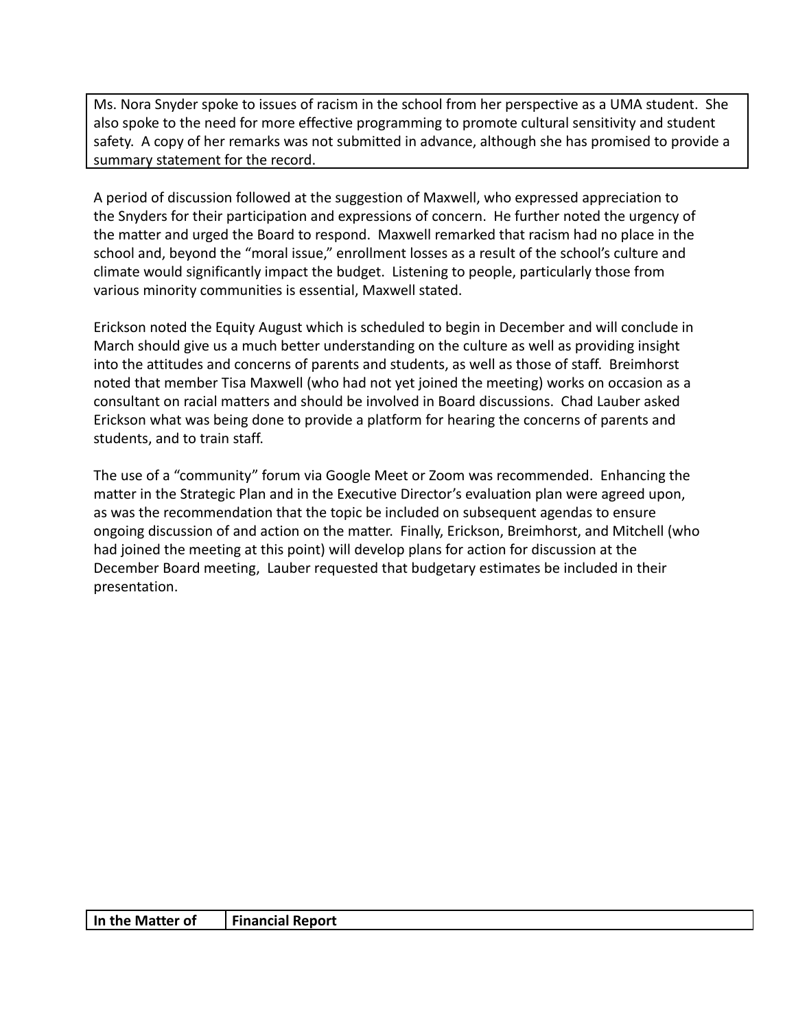Ms. Nora Snyder spoke to issues of racism in the school from her perspective as a UMA student. She also spoke to the need for more effective programming to promote cultural sensitivity and student safety. A copy of her remarks was not submitted in advance, although she has promised to provide a summary statement for the record.

A period of discussion followed at the suggestion of Maxwell, who expressed appreciation to the Snyders for their participation and expressions of concern. He further noted the urgency of the matter and urged the Board to respond. Maxwell remarked that racism had no place in the school and, beyond the "moral issue," enrollment losses as a result of the school's culture and climate would significantly impact the budget. Listening to people, particularly those from various minority communities is essential, Maxwell stated.

Erickson noted the Equity August which is scheduled to begin in December and will conclude in March should give us a much better understanding on the culture as well as providing insight into the attitudes and concerns of parents and students, as well as those of staff. Breimhorst noted that member Tisa Maxwell (who had not yet joined the meeting) works on occasion as a consultant on racial matters and should be involved in Board discussions. Chad Lauber asked Erickson what was being done to provide a platform for hearing the concerns of parents and students, and to train staff.

The use of a "community" forum via Google Meet or Zoom was recommended. Enhancing the matter in the Strategic Plan and in the Executive Director's evaluation plan were agreed upon, as was the recommendation that the topic be included on subsequent agendas to ensure ongoing discussion of and action on the matter. Finally, Erickson, Breimhorst, and Mitchell (who had joined the meeting at this point) will develop plans for action for discussion at the December Board meeting, Lauber requested that budgetary estimates be included in their presentation.

| **In the Matter of** | **Financial Report** |
|---|---|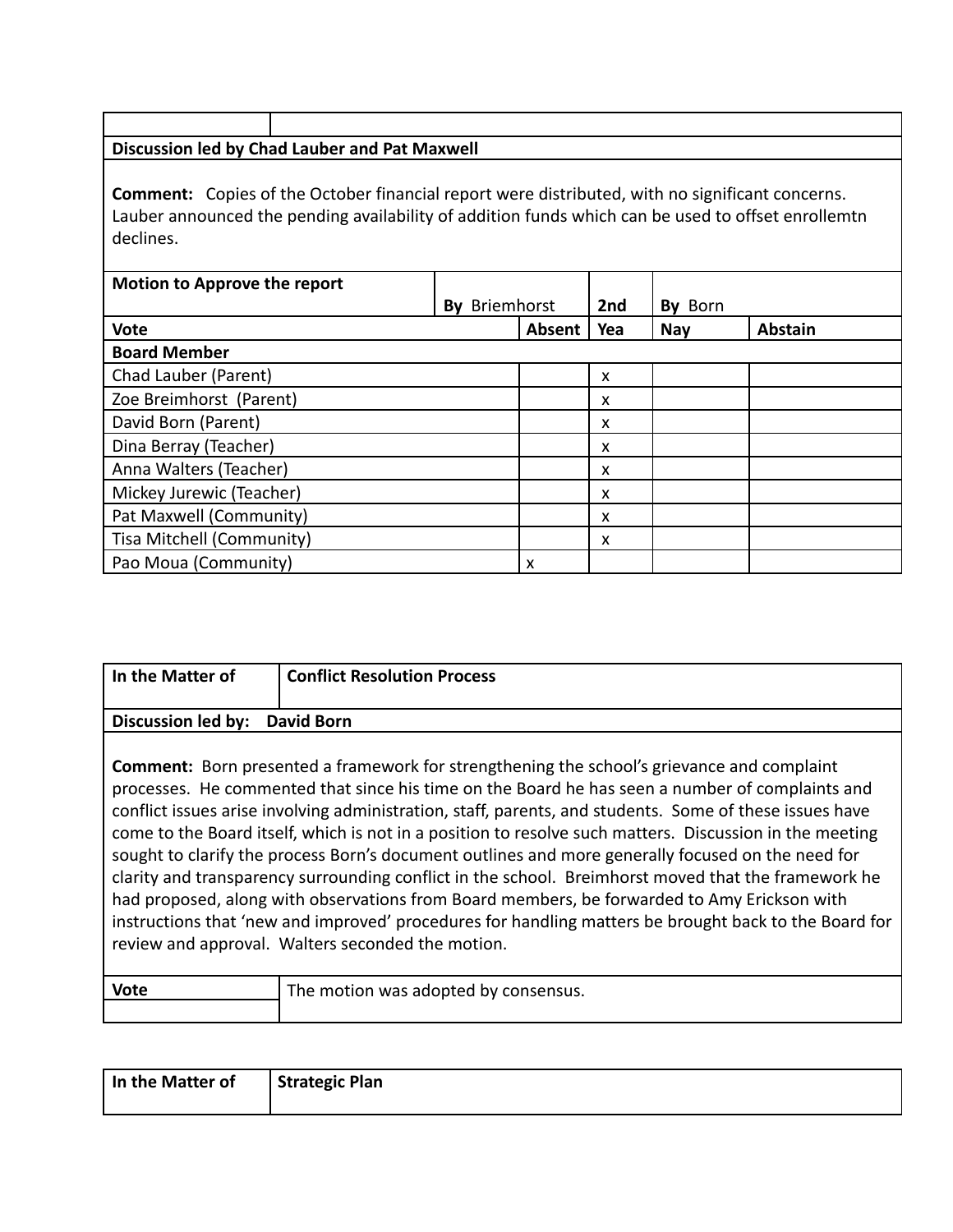| | |
|---|---|

**Discussion led by Chad Lauber and Pat Maxwell**

**Comment:** Copies of the October financial report were distributed, with no significant concerns. Lauber announced the pending availability of addition funds which can be used to offset enrollemtn declines.

| **Motion to Approve the report** | **By** Briemhorst | **2nd** | **By** Born | |
|---|---|---|---|---|
| **Vote** | **Absent** | **Yea** | **Nay** | **Abstain** |
| **Board Member** | | | | |
| Chad Lauber (Parent) | | x | | |
| Zoe Breimhorst (Parent) | | x | | |
| David Born (Parent) | | x | | |
| Dina Berray (Teacher) | | x | | |
| Anna Walters (Teacher) | | x | | |
| Mickey Jurewic (Teacher) | | x | | |
| Pat Maxwell (Community) | | x | | |
| Tisa Mitchell (Community) | | x | | |
| Pao Moua (Community) | x | | | |

| **In the Matter of** | **Conflict Resolution Process** |
|---|---|

**Discussion led by: David Born**

**Comment:** Born presented a framework for strengthening the school's grievance and complaint processes. He commented that since his time on the Board he has seen a number of complaints and conflict issues arise involving administration, staff, parents, and students. Some of these issues have come to the Board itself, which is not in a position to resolve such matters. Discussion in the meeting sought to clarify the process Born's document outlines and more generally focused on the need for clarity and transparency surrounding conflict in the school. Breimhorst moved that the framework he had proposed, along with observations from Board members, be forwarded to Amy Erickson with instructions that 'new and improved' procedures for handling matters be brought back to the Board for review and approval. Walters seconded the motion.

| **Vote** | The motion was adopted by consensus. |
|---|---|

| **In the Matter of** | **Strategic Plan** |
|---|---|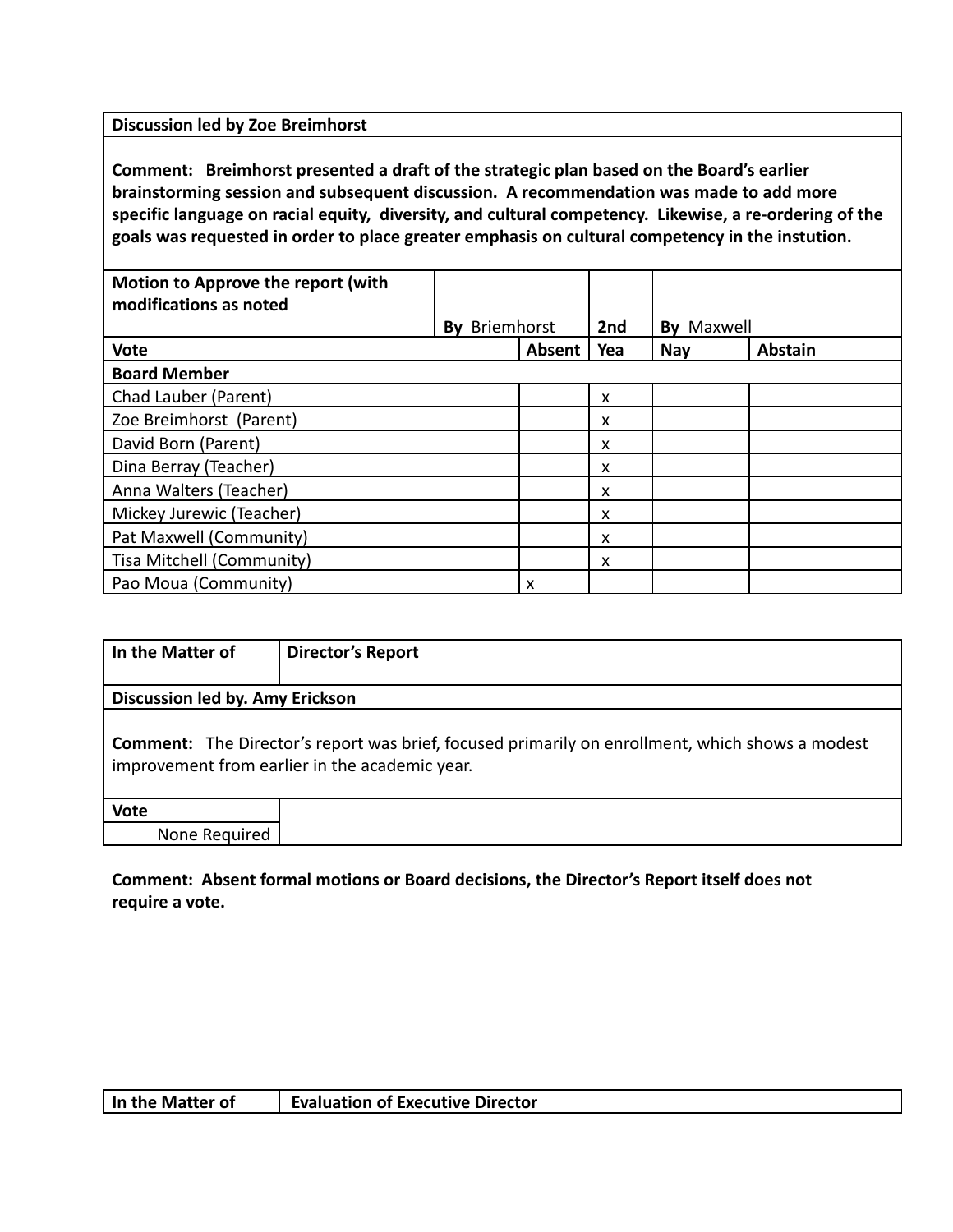| **Discussion led by Zoe Breimhorst** | | | | | |
|---|---|---|---|---|---|
| **Comment: Breimhorst presented a draft of the strategic plan based on the Board's earlier brainstorming session and subsequent discussion. A recommendation was made to add more specific language on racial equity, diversity, and cultural competency. Likewise, a re-ordering of the goals was requested in order to place greater emphasis on cultural competency in the instution.** | | | | | |
| **Motion to Approve the report (with modifications as noted** | **By** Briemhorst | | **2nd** | **By** Maxwell | |
| **Vote** | | **Absent** | **Yea** | **Nay** | **Abstain** |
| **Board Member** | | | | | |
| Chad Lauber (Parent) | | | x | | |
| Zoe Breimhorst (Parent) | | | x | | |
| David Born (Parent) | | | x | | |
| Dina Berray (Teacher) | | | x | | |
| Anna Walters (Teacher) | | | x | | |
| Mickey Jurewic (Teacher) | | | x | | |
| Pat Maxwell (Community) | | | x | | |
| Tisa Mitchell (Community) | | | x | | |
| Pao Moua (Community) | | x | | | |

| **In the Matter of** | **Director's Report** |
|---|---|
| **Discussion led by. Amy Erickson** | |
| **Comment:** The Director's report was brief, focused primarily on enrollment, which shows a modest improvement from earlier in the academic year. | |
| **Vote** | |
| None Required | |

**Comment: Absent formal motions or Board decisions, the Director's Report itself does not require a vote.**

| **In the Matter of** | **Evaluation of Executive Director** |
|---|---|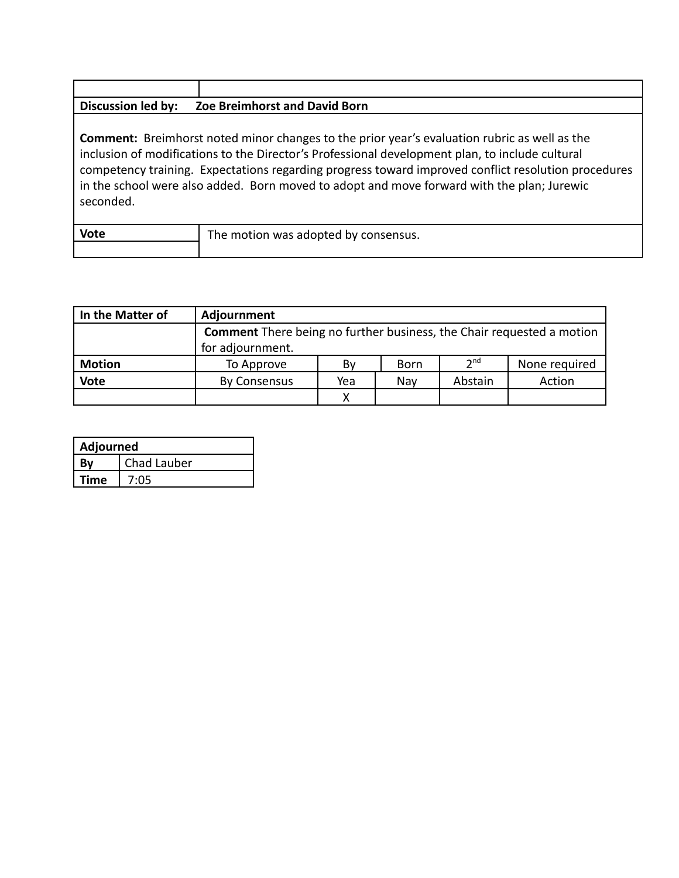| | |
|---|---|
| | |
| **Discussion led by:** | **Zoe Breimhorst and David Born** |

**Comment:** Breimhorst noted minor changes to the prior year's evaluation rubric as well as the inclusion of modifications to the Director's Professional development plan, to include cultural competency training. Expectations regarding progress toward improved conflict resolution procedures in the school were also added. Born moved to adopt and move forward with the plan; Jurewic seconded.

| | |
|---|---|
| **Vote** | The motion was adopted by consensus. |

| **In the Matter of** | **Adjournment** | | | | |
|---|---|---|---|---|---|
| | **Comment** There being no further business, the Chair requested a motion for adjournment. | | | | |
| **Motion** | To Approve | By | Born | 2nd | None required |
| **Vote** | By Consensus | Yea | Nay | Abstain | Action |
| | | X | | | |

| **Adjourned** | |
|---|---|
| **By** | Chad Lauber |
| **Time** | 7:05 |